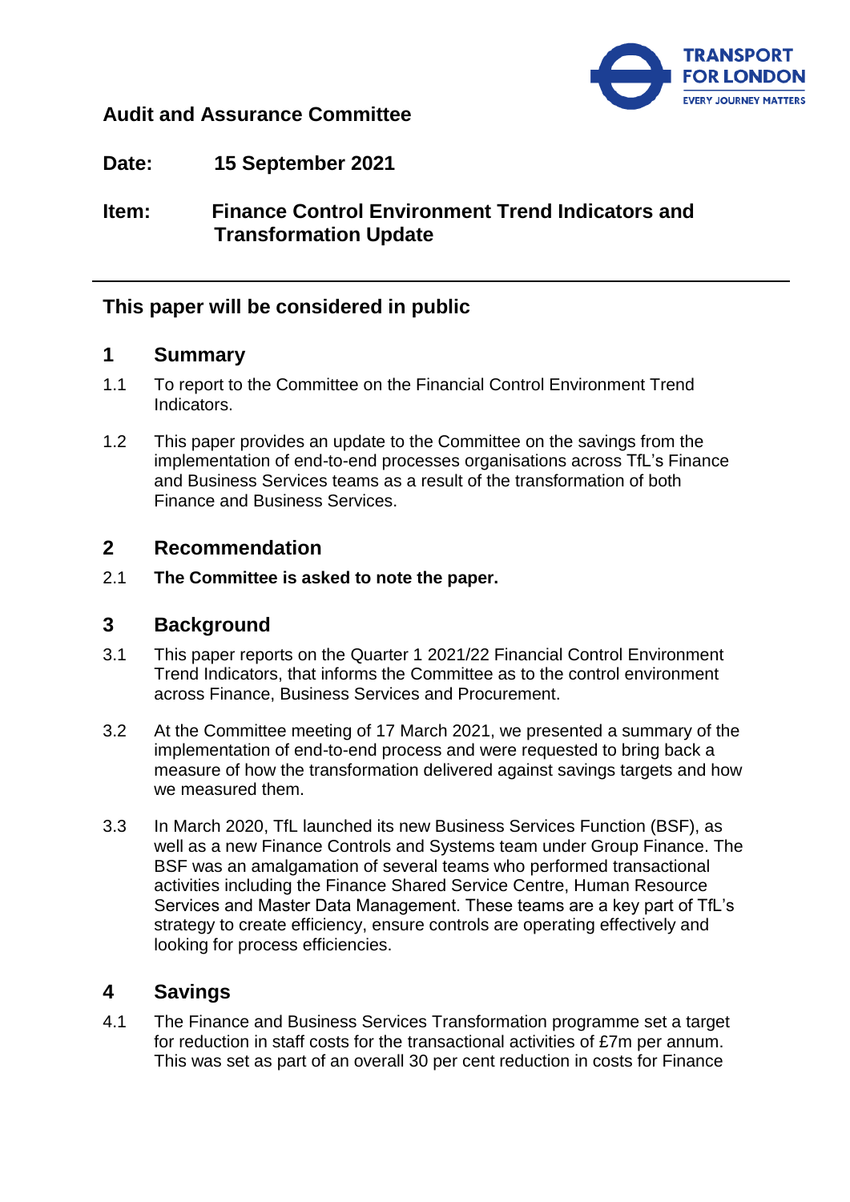**Audit and Assurance Committee**

**Date:** 15 September 2021

**Item:** Finance Control Environment Trend Indicators and Transformation Update

---

**This paper will be considered in public**

## 1 Summary

1.1 To report to the Committee on the Financial Control Environment Trend Indicators.

1.2 This paper provides an update to the Committee on the savings from the implementation of end-to-end processes organisations across TfL's Finance and Business Services teams as a result of the transformation of both Finance and Business Services.

## 2 Recommendation

2.1 **The Committee is asked to note the paper.**

## 3 Background

3.1 This paper reports on the Quarter 1 2021/22 Financial Control Environment Trend Indicators, that informs the Committee as to the control environment across Finance, Business Services and Procurement.

3.2 At the Committee meeting of 17 March 2021, we presented a summary of the implementation of end-to-end process and were requested to bring back a measure of how the transformation delivered against savings targets and how we measured them.

3.3 In March 2020, TfL launched its new Business Services Function (BSF), as well as a new Finance Controls and Systems team under Group Finance. The BSF was an amalgamation of several teams who performed transactional activities including the Finance Shared Service Centre, Human Resource Services and Master Data Management. These teams are a key part of TfL's strategy to create efficiency, ensure controls are operating effectively and looking for process efficiencies.

## 4 Savings

4.1 The Finance and Business Services Transformation programme set a target for reduction in staff costs for the transactional activities of £7m per annum. This was set as part of an overall 30 per cent reduction in costs for Finance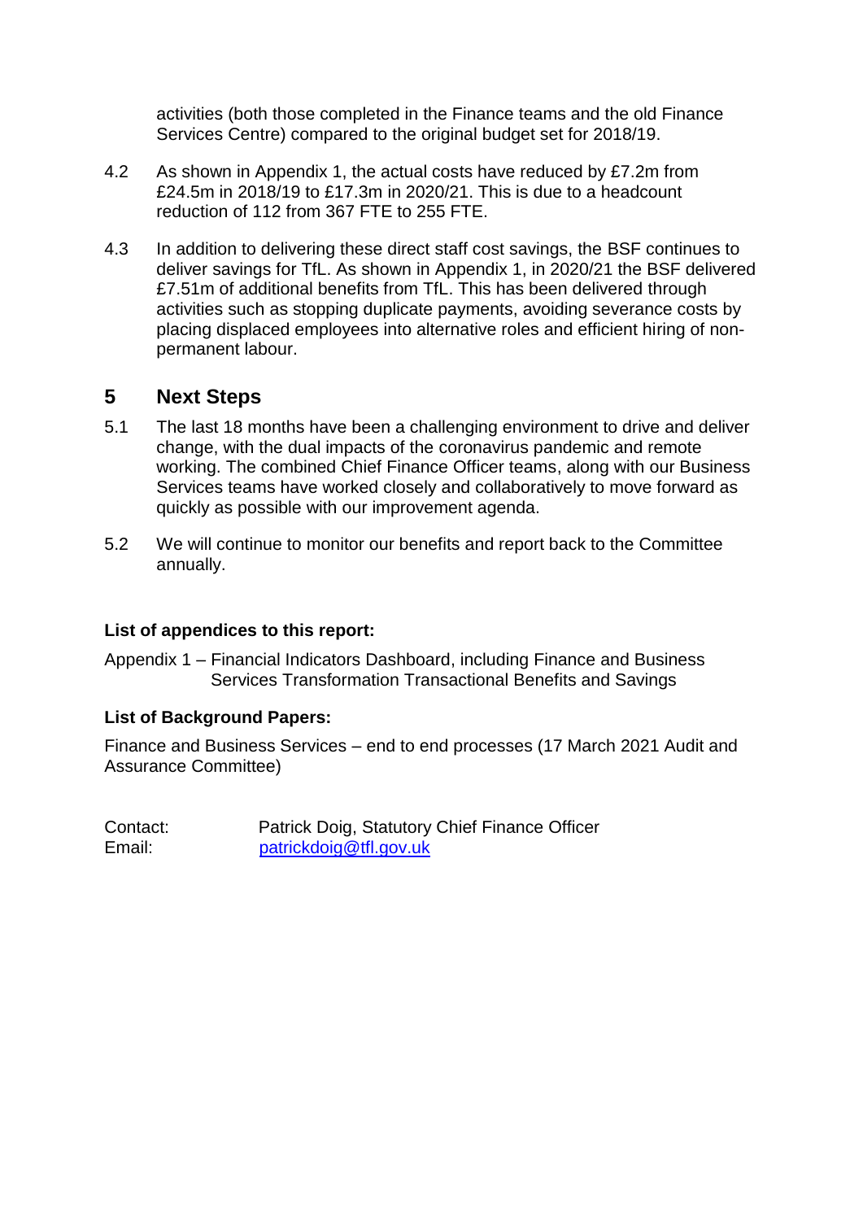activities (both those completed in the Finance teams and the old Finance Services Centre) compared to the original budget set for 2018/19.

4.2 As shown in Appendix 1, the actual costs have reduced by £7.2m from £24.5m in 2018/19 to £17.3m in 2020/21. This is due to a headcount reduction of 112 from 367 FTE to 255 FTE.

4.3 In addition to delivering these direct staff cost savings, the BSF continues to deliver savings for TfL. As shown in Appendix 1, in 2020/21 the BSF delivered £7.51m of additional benefits from TfL. This has been delivered through activities such as stopping duplicate payments, avoiding severance costs by placing displaced employees into alternative roles and efficient hiring of non-permanent labour.

## 5 Next Steps

5.1 The last 18 months have been a challenging environment to drive and deliver change, with the dual impacts of the coronavirus pandemic and remote working. The combined Chief Finance Officer teams, along with our Business Services teams have worked closely and collaboratively to move forward as quickly as possible with our improvement agenda.

5.2 We will continue to monitor our benefits and report back to the Committee annually.

**List of appendices to this report:**

Appendix 1 – Financial Indicators Dashboard, including Finance and Business Services Transformation Transactional Benefits and Savings

**List of Background Papers:**

Finance and Business Services – end to end processes (17 March 2021 Audit and Assurance Committee)

Contact: Patrick Doig, Statutory Chief Finance Officer
Email: [patrickdoig@tfl.gov.uk](mailto:patrickdoig@tfl.gov.uk)